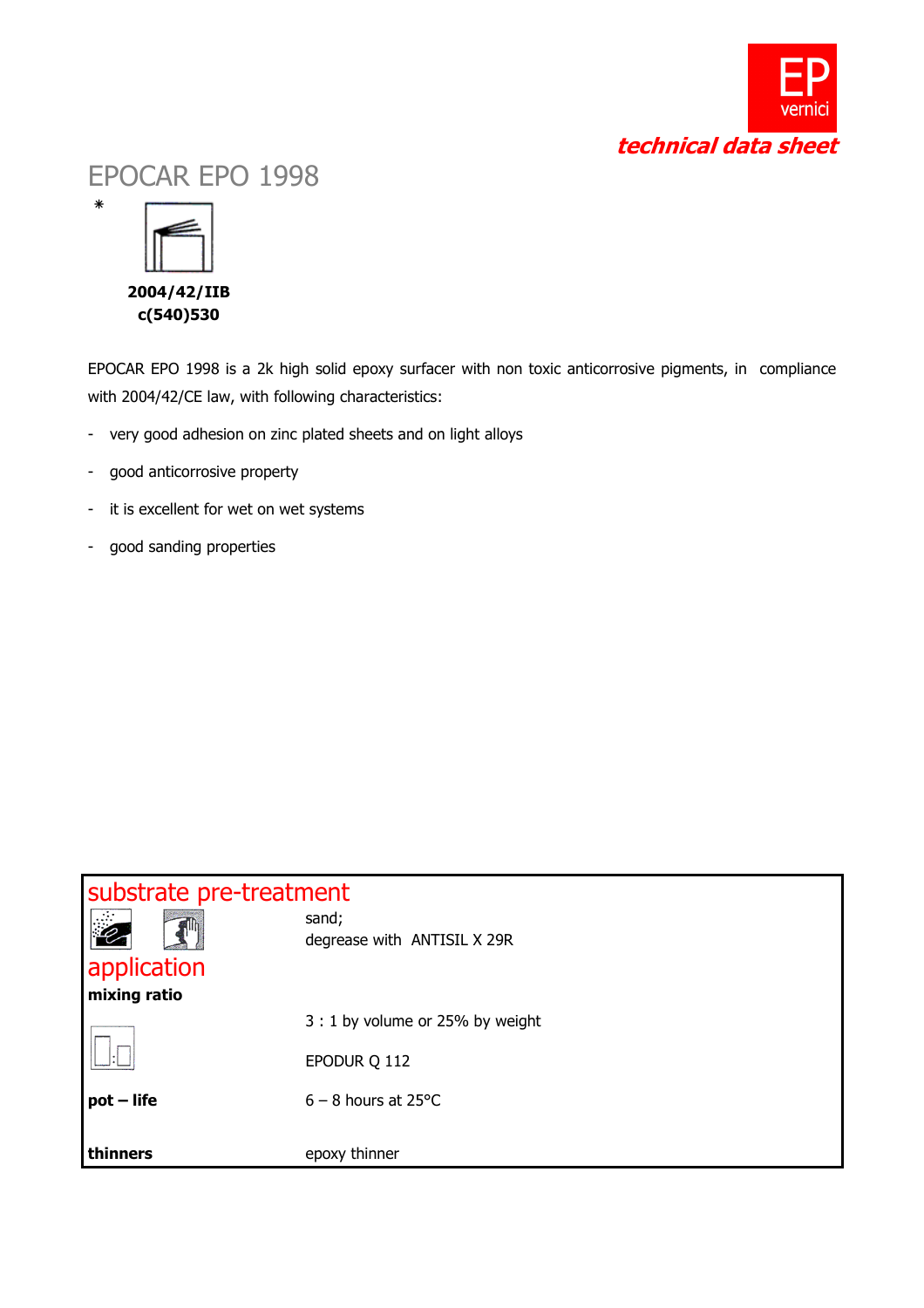EP vernici

*technical data sheet*

# EPOCAR EPO 1998

*

**2004/42/IIB**
**c(540)530**

EPOCAR EPO 1998 is a 2k high solid epoxy surfacer with non toxic anticorrosive pigments, in compliance with 2004/42/CE law, with following characteristics:

- very good adhesion on zinc plated sheets and on light alloys
- good anticorrosive property
- it is excellent for wet on wet systems
- good sanding properties

## substrate pre-treatment

sand;
degrease with ANTISIL X 29R

## application

| | |
|---|---|
| **mixing ratio** | 3 : 1 by volume or 25% by weight |
| | EPODUR Q 112 |
| **pot – life** | 6 – 8 hours at 25°C |
| **thinners** | epoxy thinner |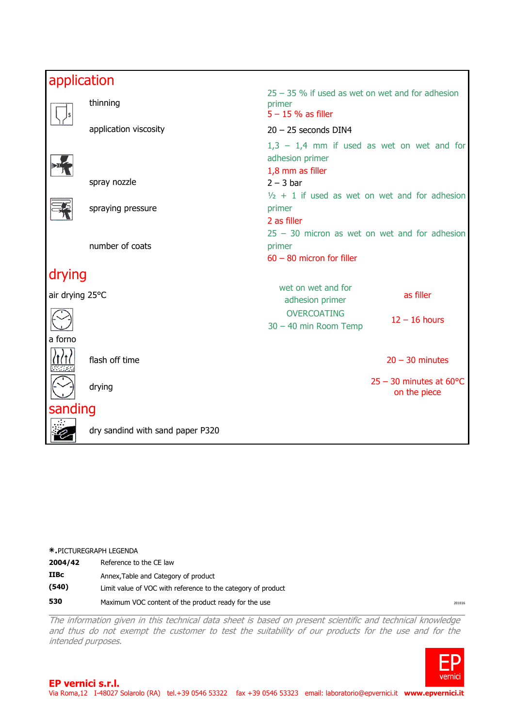## application

| | |
|---|---|
| thinning | 25 – 35 % if used as wet on wet and for adhesion primer<br>5 – 15 % as filler |
| application viscosity | 20 – 25 seconds DIN4 |
| spray nozzle | 1,3 – 1,4 mm if used as wet on wet and for adhesion primer<br>1,8 mm as filler |
| spraying pressure | 2 – 3 bar |
| number of coats | ½ + 1 if used as wet on wet and for adhesion primer<br>2 as filler<br>25 – 30 micron as wet on wet and for adhesion primer<br>60 – 80 micron for filler |

## drying

| | wet on wet and for adhesion primer | as filler |
|---|---|---|
| air drying 25°C | OVERCOATING<br>30 – 40 min Room Temp | 12 – 16 hours |
| a forno | | |
| flash off time | | 20 – 30 minutes |
| drying | | 25 – 30 minutes at 60°C on the piece |

## sanding

dry sandind with sand paper P320

*.PICTUREGRAPH LEGENDA

| | |
|---|---|
| **2004/42** | Reference to the CE law |
| **IIBc** | Annex,Table and Category of product |
| **(540)** | Limit value of VOC with reference to the category of product |
| **530** | Maximum VOC content of the product ready for the use |

201016

*The information given in this technical data sheet is based on present scientific and technical knowledge and thus do not exempt the customer to test the suitability of our products for the use and for the intended purposes.*

EP vernici

**EP vernici s.r.l.**
Via Roma,12 I-48027 Solarolo (RA) tel.+39 0546 53322 fax +39 0546 53323 email: laboratorio@epvernici.it **www.epvernici.it**